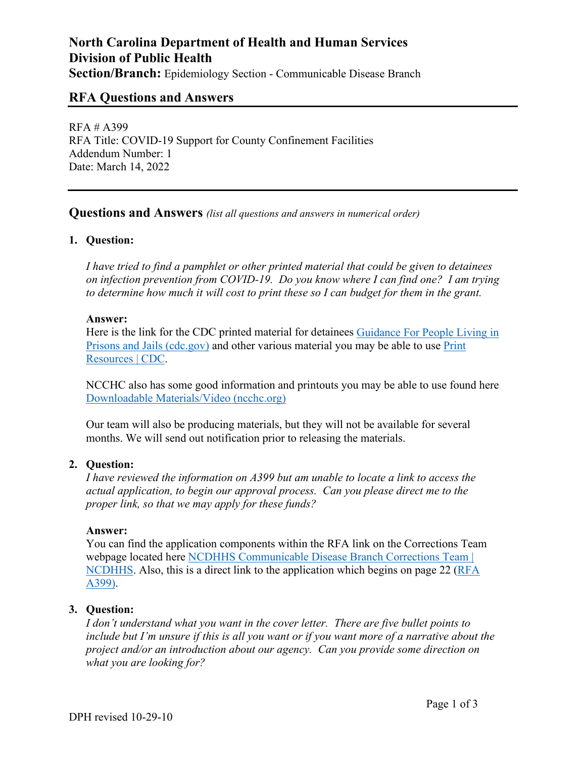# North Carolina Department of Health and Human Services
# Division of Public Health

**Section/Branch:** Epidemiology Section - Communicable Disease Branch

## RFA Questions and Answers

RFA # A399
RFA Title: COVID-19 Support for County Confinement Facilities
Addendum Number: 1
Date: March 14, 2022

## Questions and Answers *(list all questions and answers in numerical order)*

**1. Question:**

*I have tried to find a pamphlet or other printed material that could be given to detainees on infection prevention from COVID-19. Do you know where I can find one? I am trying to determine how much it will cost to print these so I can budget for them in the grant.*

**Answer:**
Here is the link for the CDC printed material for detainees Guidance For People Living in Prisons and Jails (cdc.gov) and other various material you may be able to use Print Resources | CDC.

NCCHC also has some good information and printouts you may be able to use found here Downloadable Materials/Video (ncchc.org)

Our team will also be producing materials, but they will not be available for several months. We will send out notification prior to releasing the materials.

**2. Question:**
*I have reviewed the information on A399 but am unable to locate a link to access the actual application, to begin our approval process. Can you please direct me to the proper link, so that we may apply for these funds?*

**Answer:**
You can find the application components within the RFA link on the Corrections Team webpage located here NCDHHS Communicable Disease Branch Corrections Team | NCDHHS. Also, this is a direct link to the application which begins on page 22 (RFA A399).

**3. Question:**
*I don't understand what you want in the cover letter. There are five bullet points to include but I'm unsure if this is all you want or if you want more of a narrative about the project and/or an introduction about our agency. Can you provide some direction on what you are looking for?*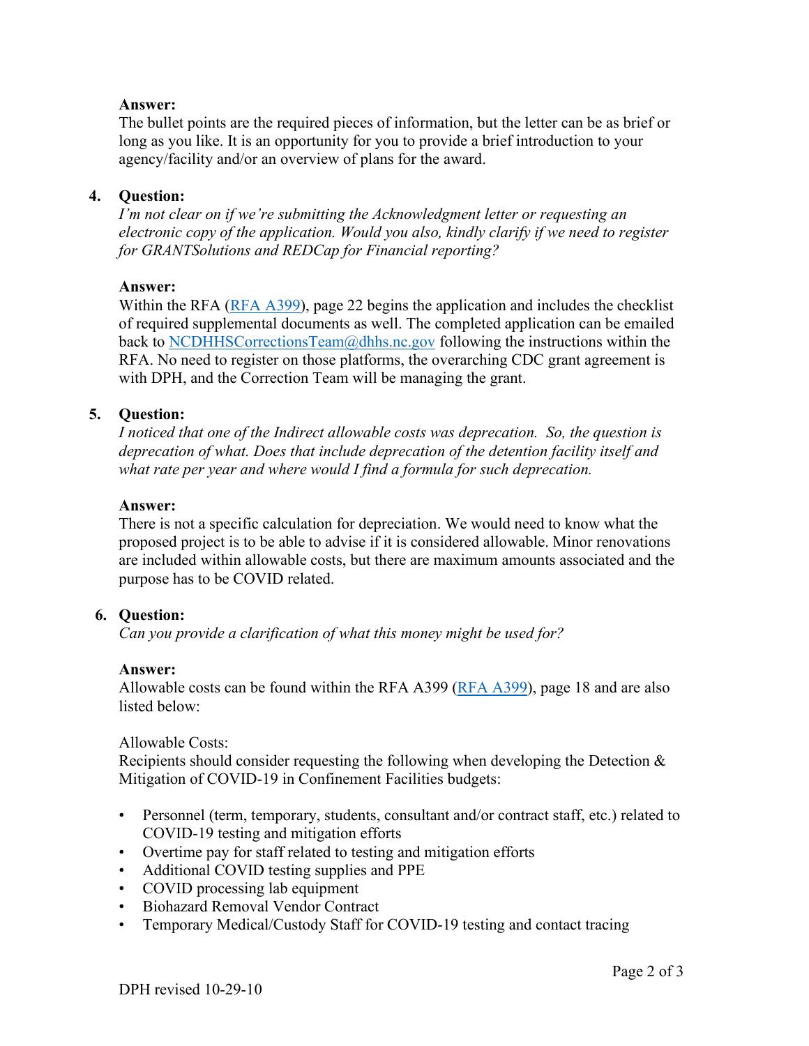**Answer:**
The bullet points are the required pieces of information, but the letter can be as brief or long as you like. It is an opportunity for you to provide a brief introduction to your agency/facility and/or an overview of plans for the award.

4. **Question:**
   *I'm not clear on if we're submitting the Acknowledgment letter or requesting an electronic copy of the application. Would you also, kindly clarify if we need to register for GRANTSolutions and REDCap for Financial reporting?*

   **Answer:**
   Within the RFA (RFA A399), page 22 begins the application and includes the checklist of required supplemental documents as well. The completed application can be emailed back to NCDHHSCorrectionsTeam@dhhs.nc.gov following the instructions within the RFA. No need to register on those platforms, the overarching CDC grant agreement is with DPH, and the Correction Team will be managing the grant.

5. **Question:**
   *I noticed that one of the Indirect allowable costs was deprecation. So, the question is deprecation of what. Does that include deprecation of the detention facility itself and what rate per year and where would I find a formula for such deprecation.*

   **Answer:**
   There is not a specific calculation for depreciation. We would need to know what the proposed project is to be able to advise if it is considered allowable. Minor renovations are included within allowable costs, but there are maximum amounts associated and the purpose has to be COVID related.

6. **Question:**
   *Can you provide a clarification of what this money might be used for?*

   **Answer:**
   Allowable costs can be found within the RFA A399 (RFA A399), page 18 and are also listed below:

   Allowable Costs:
   Recipients should consider requesting the following when developing the Detection & Mitigation of COVID-19 in Confinement Facilities budgets:

   - Personnel (term, temporary, students, consultant and/or contract staff, etc.) related to COVID-19 testing and mitigation efforts
   - Overtime pay for staff related to testing and mitigation efforts
   - Additional COVID testing supplies and PPE
   - COVID processing lab equipment
   - Biohazard Removal Vendor Contract
   - Temporary Medical/Custody Staff for COVID-19 testing and contact tracing

DPH revised 10-29-10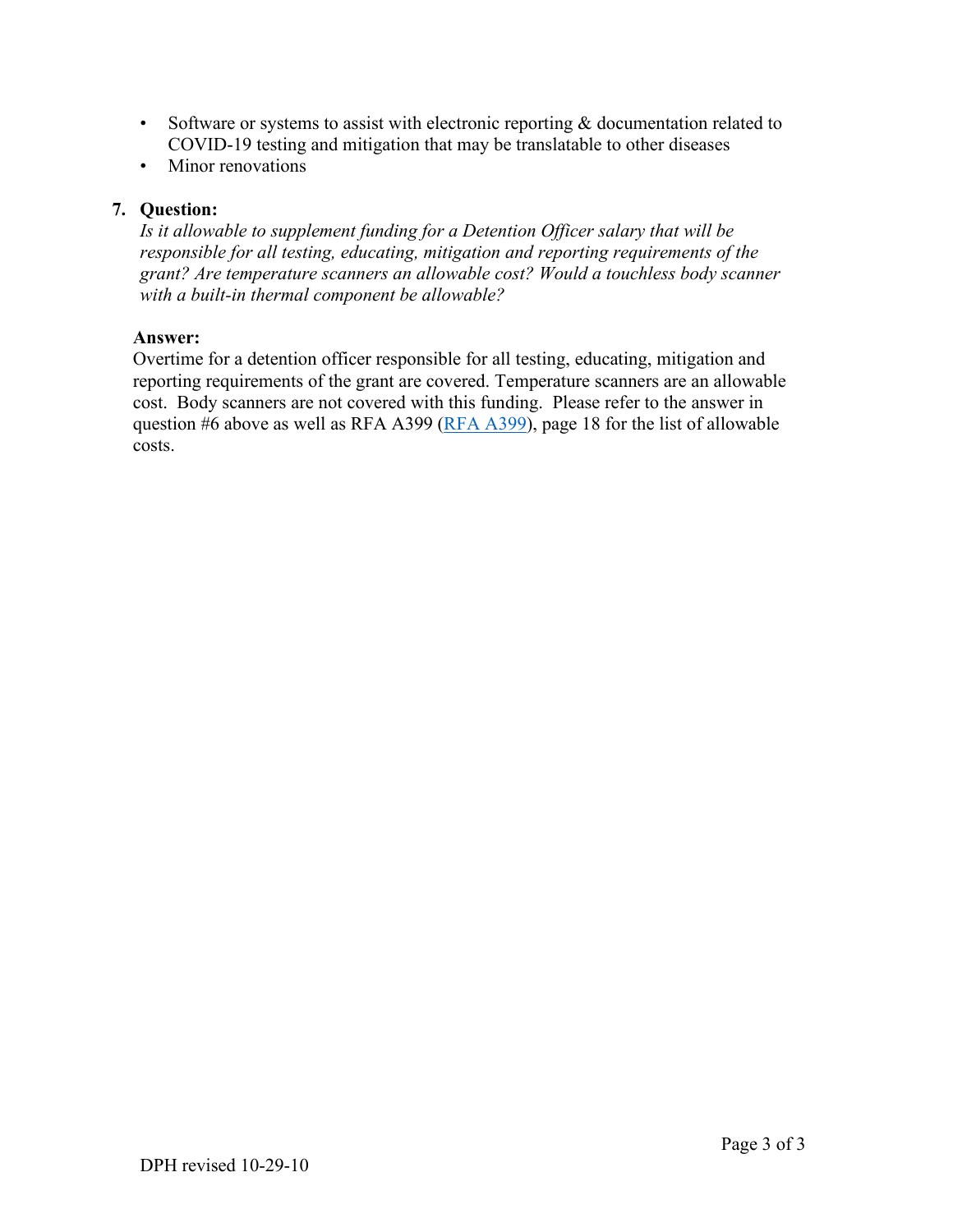- Software or systems to assist with electronic reporting & documentation related to COVID-19 testing and mitigation that may be translatable to other diseases
- Minor renovations

7. **Question:**
   *Is it allowable to supplement funding for a Detention Officer salary that will be responsible for all testing, educating, mitigation and reporting requirements of the grant? Are temperature scanners an allowable cost? Would a touchless body scanner with a built-in thermal component be allowable?*

   **Answer:**
   Overtime for a detention officer responsible for all testing, educating, mitigation and reporting requirements of the grant are covered. Temperature scanners are an allowable cost. Body scanners are not covered with this funding. Please refer to the answer in question #6 above as well as RFA A399 (RFA A399), page 18 for the list of allowable costs.

DPH revised 10-29-10